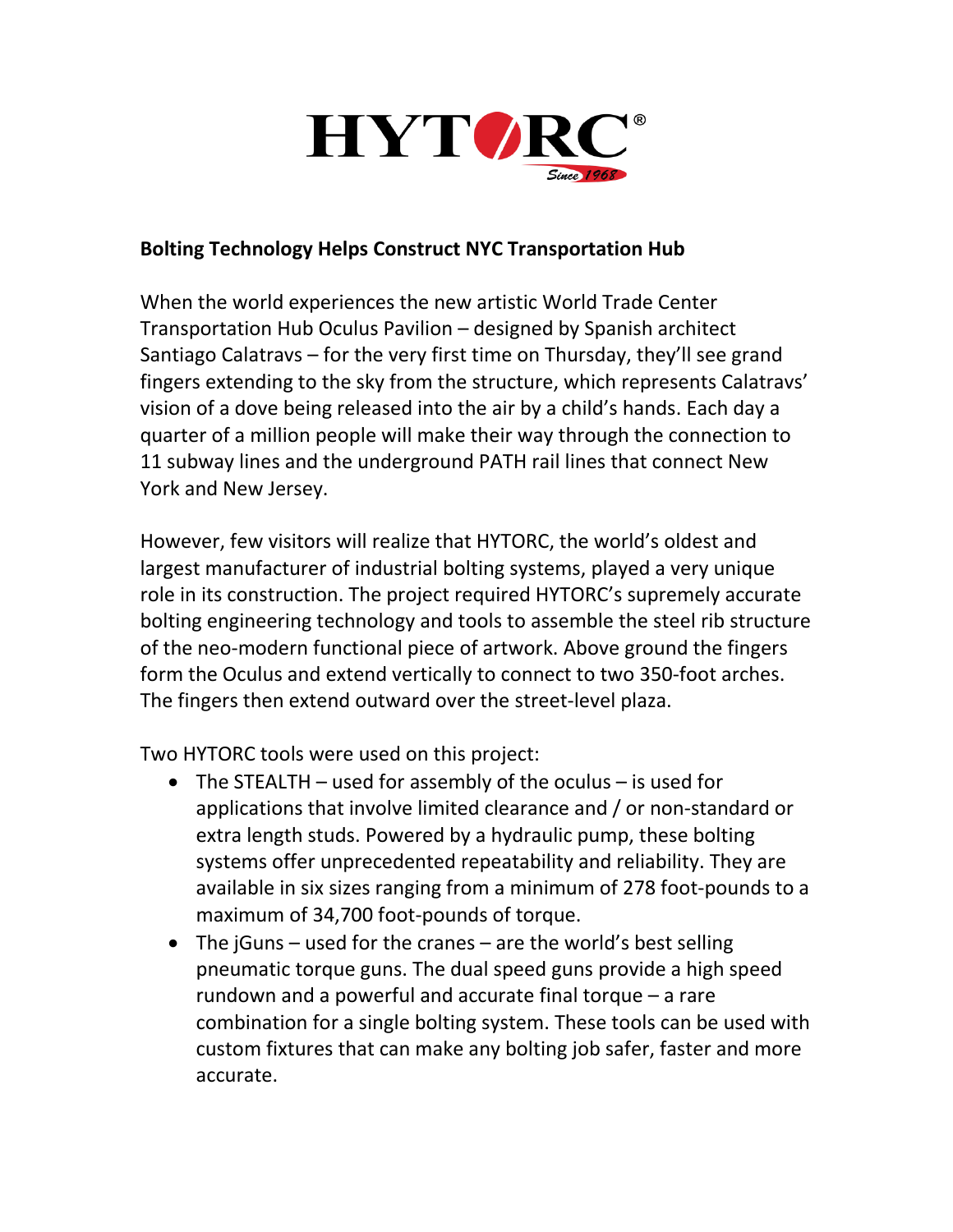HYTORC®

Since 1968

**Bolting Technology Helps Construct NYC Transportation Hub**

When the world experiences the new artistic World Trade Center Transportation Hub Oculus Pavilion – designed by Spanish architect Santiago Calatravs – for the very first time on Thursday, they'll see grand fingers extending to the sky from the structure, which represents Calatravs' vision of a dove being released into the air by a child's hands. Each day a quarter of a million people will make their way through the connection to 11 subway lines and the underground PATH rail lines that connect New York and New Jersey.

However, few visitors will realize that HYTORC, the world's oldest and largest manufacturer of industrial bolting systems, played a very unique role in its construction. The project required HYTORC's supremely accurate bolting engineering technology and tools to assemble the steel rib structure of the neo-modern functional piece of artwork. Above ground the fingers form the Oculus and extend vertically to connect to two 350-foot arches. The fingers then extend outward over the street-level plaza.

Two HYTORC tools were used on this project:

- The STEALTH – used for assembly of the oculus – is used for applications that involve limited clearance and / or non-standard or extra length studs. Powered by a hydraulic pump, these bolting systems offer unprecedented repeatability and reliability. They are available in six sizes ranging from a minimum of 278 foot-pounds to a maximum of 34,700 foot-pounds of torque.
- The jGuns – used for the cranes – are the world's best selling pneumatic torque guns. The dual speed guns provide a high speed rundown and a powerful and accurate final torque – a rare combination for a single bolting system. These tools can be used with custom fixtures that can make any bolting job safer, faster and more accurate.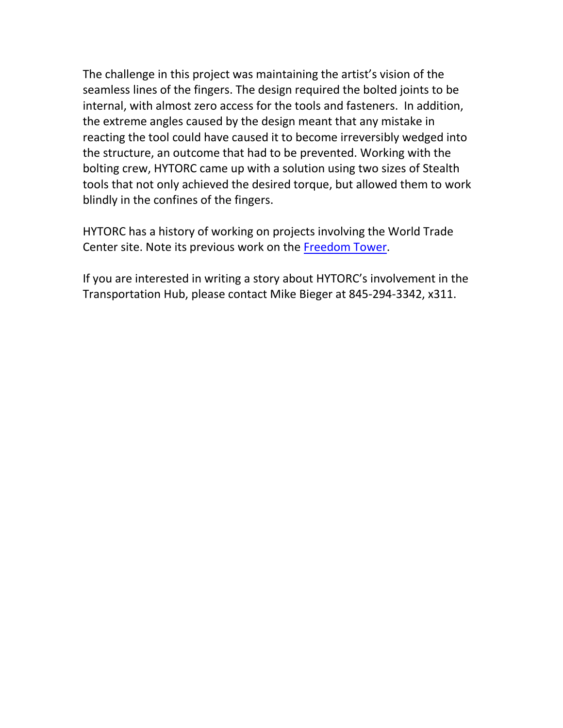The challenge in this project was maintaining the artist's vision of the seamless lines of the fingers. The design required the bolted joints to be internal, with almost zero access for the tools and fasteners. In addition, the extreme angles caused by the design meant that any mistake in reacting the tool could have caused it to become irreversibly wedged into the structure, an outcome that had to be prevented. Working with the bolting crew, HYTORC came up with a solution using two sizes of Stealth tools that not only achieved the desired torque, but allowed them to work blindly in the confines of the fingers.

HYTORC has a history of working on projects involving the World Trade Center site. Note its previous work on the Freedom Tower.

If you are interested in writing a story about HYTORC's involvement in the Transportation Hub, please contact Mike Bieger at 845-294-3342, x311.